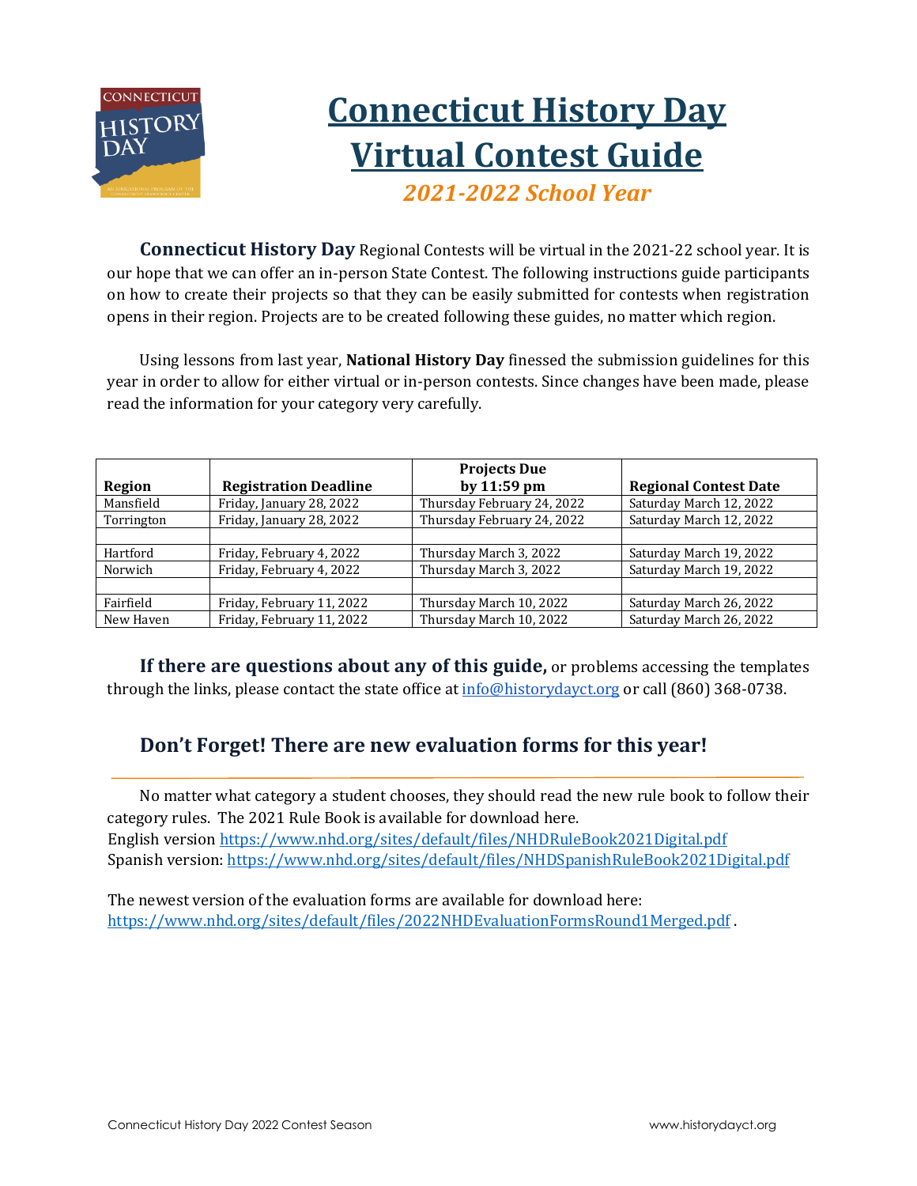# Connecticut History Day Virtual Contest Guide

*2021-2022 School Year*

**Connecticut History Day** Regional Contests will be virtual in the 2021-22 school year. It is our hope that we can offer an in-person State Contest. The following instructions guide participants on how to create their projects so that they can be easily submitted for contests when registration opens in their region. Projects are to be created following these guides, no matter which region.

Using lessons from last year, **National History Day** finessed the submission guidelines for this year in order to allow for either virtual or in-person contests. Since changes have been made, please read the information for your category very carefully.

| Region | Registration Deadline | Projects Due by 11:59 pm | Regional Contest Date |
|---|---|---|---|
| Mansfield | Friday, January 28, 2022 | Thursday February 24, 2022 | Saturday March 12, 2022 |
| Torrington | Friday, January 28, 2022 | Thursday February 24, 2022 | Saturday March 12, 2022 |
| | | | |
| Hartford | Friday, February 4, 2022 | Thursday March 3, 2022 | Saturday March 19, 2022 |
| Norwich | Friday, February 4, 2022 | Thursday March 3, 2022 | Saturday March 19, 2022 |
| | | | |
| Fairfield | Friday, February 11, 2022 | Thursday March 10, 2022 | Saturday March 26, 2022 |
| New Haven | Friday, February 11, 2022 | Thursday March 10, 2022 | Saturday March 26, 2022 |

**If there are questions about any of this guide,** or problems accessing the templates through the links, please contact the state office at info@historydayct.org or call (860) 368-0738.

## Don't Forget! There are new evaluation forms for this year!

No matter what category a student chooses, they should read the new rule book to follow their category rules. The 2021 Rule Book is available for download here.
English version https://www.nhd.org/sites/default/files/NHDRuleBook2021Digital.pdf
Spanish version: https://www.nhd.org/sites/default/files/NHDSpanishRuleBook2021Digital.pdf

The newest version of the evaluation forms are available for download here:
https://www.nhd.org/sites/default/files/2022NHDEvaluationFormsRound1Merged.pdf .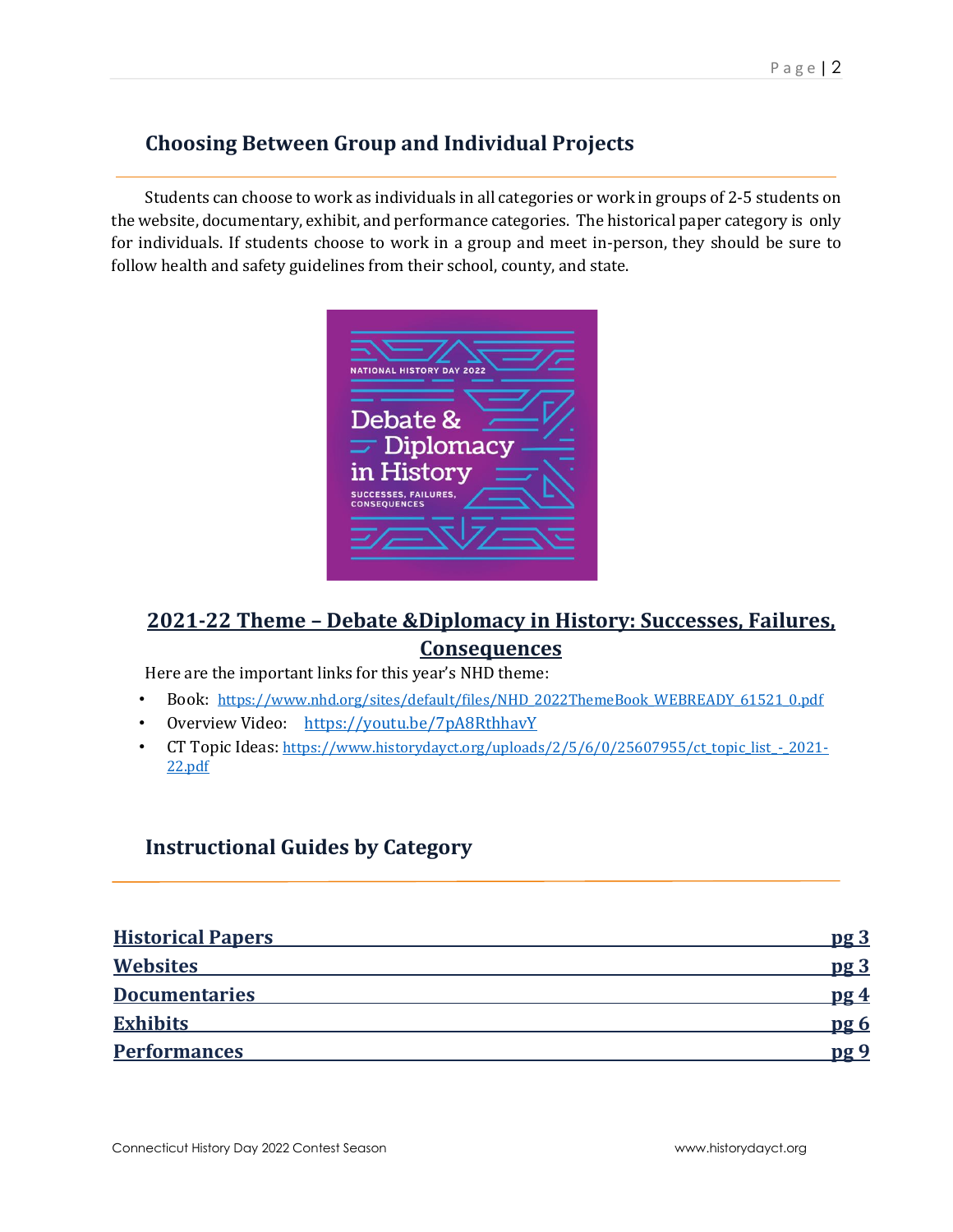## Choosing Between Group and Individual Projects

Students can choose to work as individuals in all categories or work in groups of 2-5 students on the website, documentary, exhibit, and performance categories. The historical paper category is only for individuals. If students choose to work in a group and meet in-person, they should be sure to follow health and safety guidelines from their school, county, and state.

## 2021-22 Theme – Debate &Diplomacy in History: Successes, Failures, Consequences

Here are the important links for this year's NHD theme:

- Book: https://www.nhd.org/sites/default/files/NHD_2022ThemeBook_WEBREADY_61521_0.pdf
- Overview Video: https://youtu.be/7pA8RthhavY
- CT Topic Ideas: https://www.historydayct.org/uploads/2/5/6/0/25607955/ct_topic_list_-_2021-22.pdf

## Instructional Guides by Category

| | |
|---|---|
| **Historical Papers** | **pg 3** |
| **Websites** | **pg 3** |
| **Documentaries** | **pg 4** |
| **Exhibits** | **pg 6** |
| **Performances** | **pg 9** |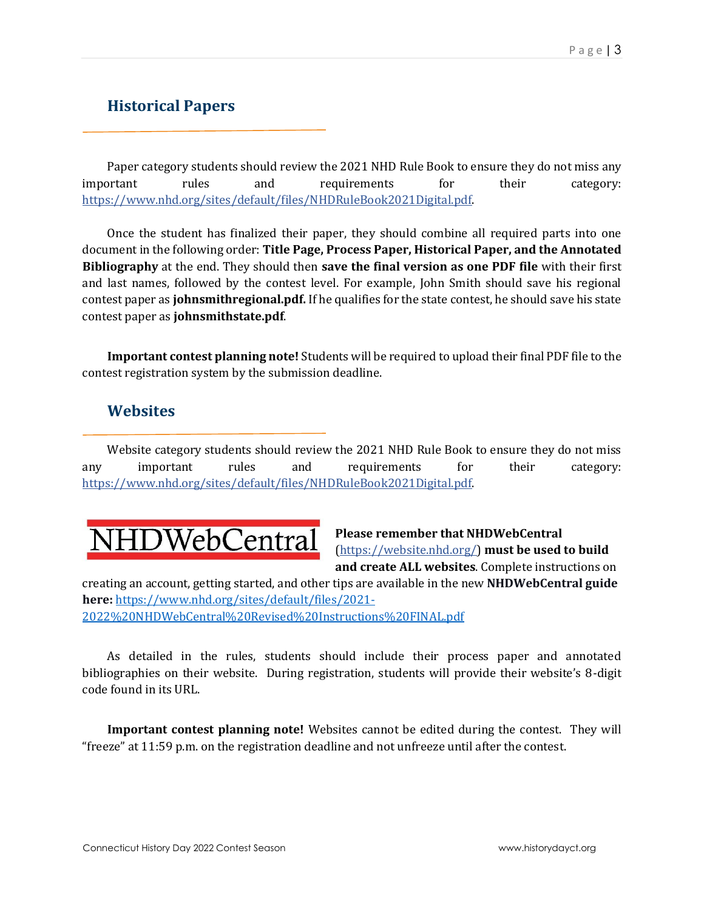## Historical Papers

Paper category students should review the 2021 NHD Rule Book to ensure they do not miss any important rules and requirements for their category: https://www.nhd.org/sites/default/files/NHDRuleBook2021Digital.pdf.

Once the student has finalized their paper, they should combine all required parts into one document in the following order: **Title Page, Process Paper, Historical Paper, and the Annotated Bibliography** at the end. They should then **save the final version as one PDF file** with their first and last names, followed by the contest level. For example, John Smith should save his regional contest paper as **johnsmithregional.pdf.** If he qualifies for the state contest, he should save his state contest paper as **johnsmithstate.pdf**.

**Important contest planning note!** Students will be required to upload their final PDF file to the contest registration system by the submission deadline.

## Websites

Website category students should review the 2021 NHD Rule Book to ensure they do not miss any important rules and requirements for their category: https://www.nhd.org/sites/default/files/NHDRuleBook2021Digital.pdf.

NHDWebCentral

**Please remember that NHDWebCentral** (https://website.nhd.org/) **must be used to build and create ALL websites**. Complete instructions on creating an account, getting started, and other tips are available in the new **NHDWebCentral guide here:** https://www.nhd.org/sites/default/files/2021-2022%20NHDWebCentral%20Revised%20Instructions%20FINAL.pdf

As detailed in the rules, students should include their process paper and annotated bibliographies on their website. During registration, students will provide their website's 8-digit code found in its URL.

**Important contest planning note!** Websites cannot be edited during the contest. They will "freeze" at 11:59 p.m. on the registration deadline and not unfreeze until after the contest.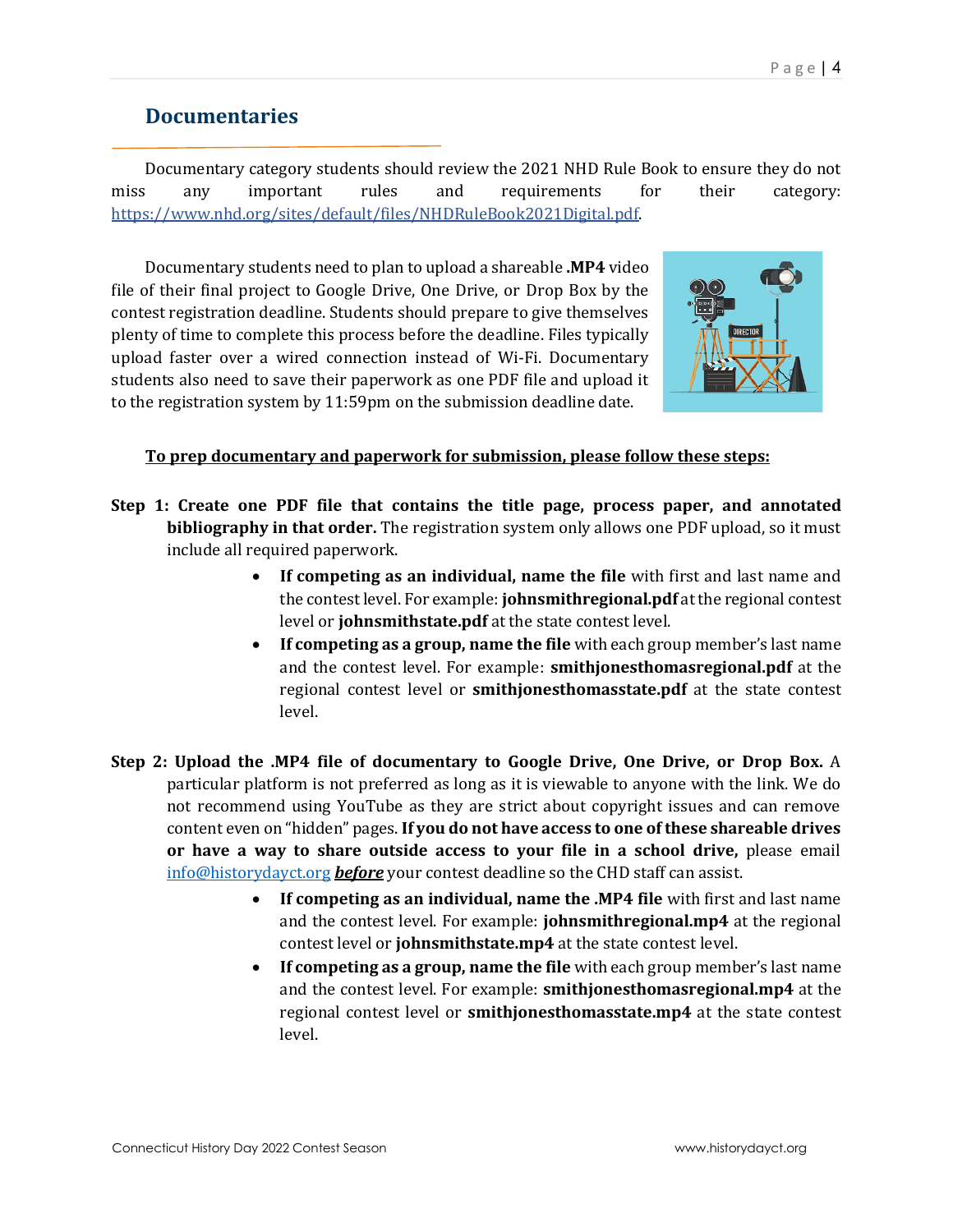## Documentaries

Documentary category students should review the 2021 NHD Rule Book to ensure they do not miss any important rules and requirements for their category: https://www.nhd.org/sites/default/files/NHDRuleBook2021Digital.pdf.

Documentary students need to plan to upload a shareable **.MP4** video file of their final project to Google Drive, One Drive, or Drop Box by the contest registration deadline. Students should prepare to give themselves plenty of time to complete this process before the deadline. Files typically upload faster over a wired connection instead of Wi-Fi. Documentary students also need to save their paperwork as one PDF file and upload it to the registration system by 11:59pm on the submission deadline date.

**To prep documentary and paperwork for submission, please follow these steps:**

**Step 1: Create one PDF file that contains the title page, process paper, and annotated bibliography in that order.** The registration system only allows one PDF upload, so it must include all required paperwork.

- **If competing as an individual, name the file** with first and last name and the contest level. For example: **johnsmithregional.pdf** at the regional contest level or **johnsmithstate.pdf** at the state contest level.
- **If competing as a group, name the file** with each group member's last name and the contest level. For example: **smithjonesthomasregional.pdf** at the regional contest level or **smithjonesthomasstate.pdf** at the state contest level.

**Step 2: Upload the .MP4 file of documentary to Google Drive, One Drive, or Drop Box.** A particular platform is not preferred as long as it is viewable to anyone with the link. We do not recommend using YouTube as they are strict about copyright issues and can remove content even on "hidden" pages. **If you do not have access to one of these shareable drives or have a way to share outside access to your file in a school drive,** please email info@historydayct.org ***before*** your contest deadline so the CHD staff can assist.

- **If competing as an individual, name the .MP4 file** with first and last name and the contest level. For example: **johnsmithregional.mp4** at the regional contest level or **johnsmithstate.mp4** at the state contest level.
- **If competing as a group, name the file** with each group member's last name and the contest level. For example: **smithjonesthomasregional.mp4** at the regional contest level or **smithjonesthomasstate.mp4** at the state contest level.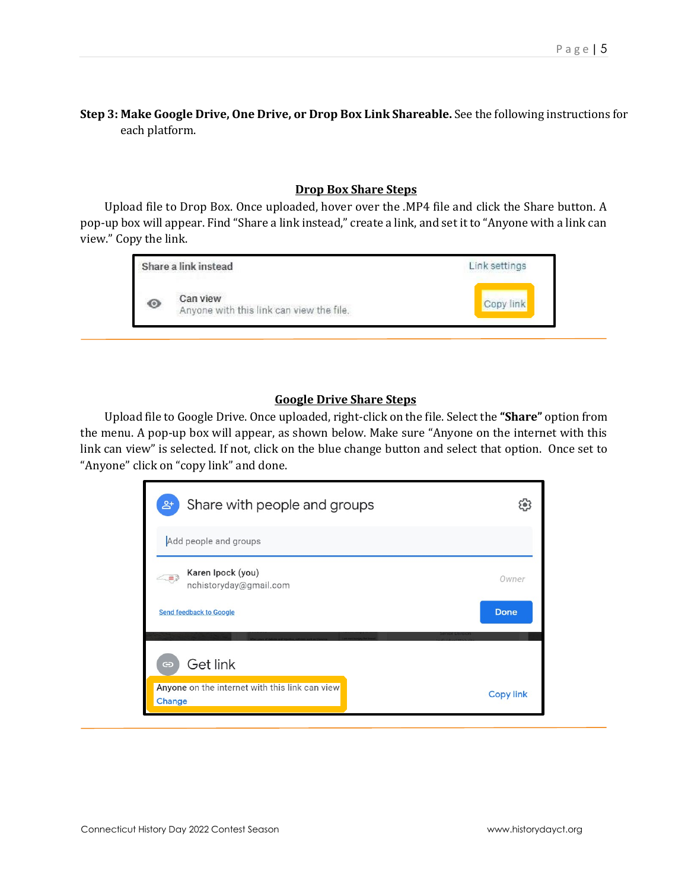**Step 3: Make Google Drive, One Drive, or Drop Box Link Shareable.** See the following instructions for each platform.

## Drop Box Share Steps

Upload file to Drop Box. Once uploaded, hover over the .MP4 file and click the Share button. A pop-up box will appear. Find "Share a link instead," create a link, and set it to "Anyone with a link can view." Copy the link.

## Google Drive Share Steps

Upload file to Google Drive. Once uploaded, right-click on the file. Select the **"Share"** option from the menu. A pop-up box will appear, as shown below. Make sure "Anyone on the internet with this link can view" is selected. If not, click on the blue change button and select that option. Once set to "Anyone" click on "copy link" and done.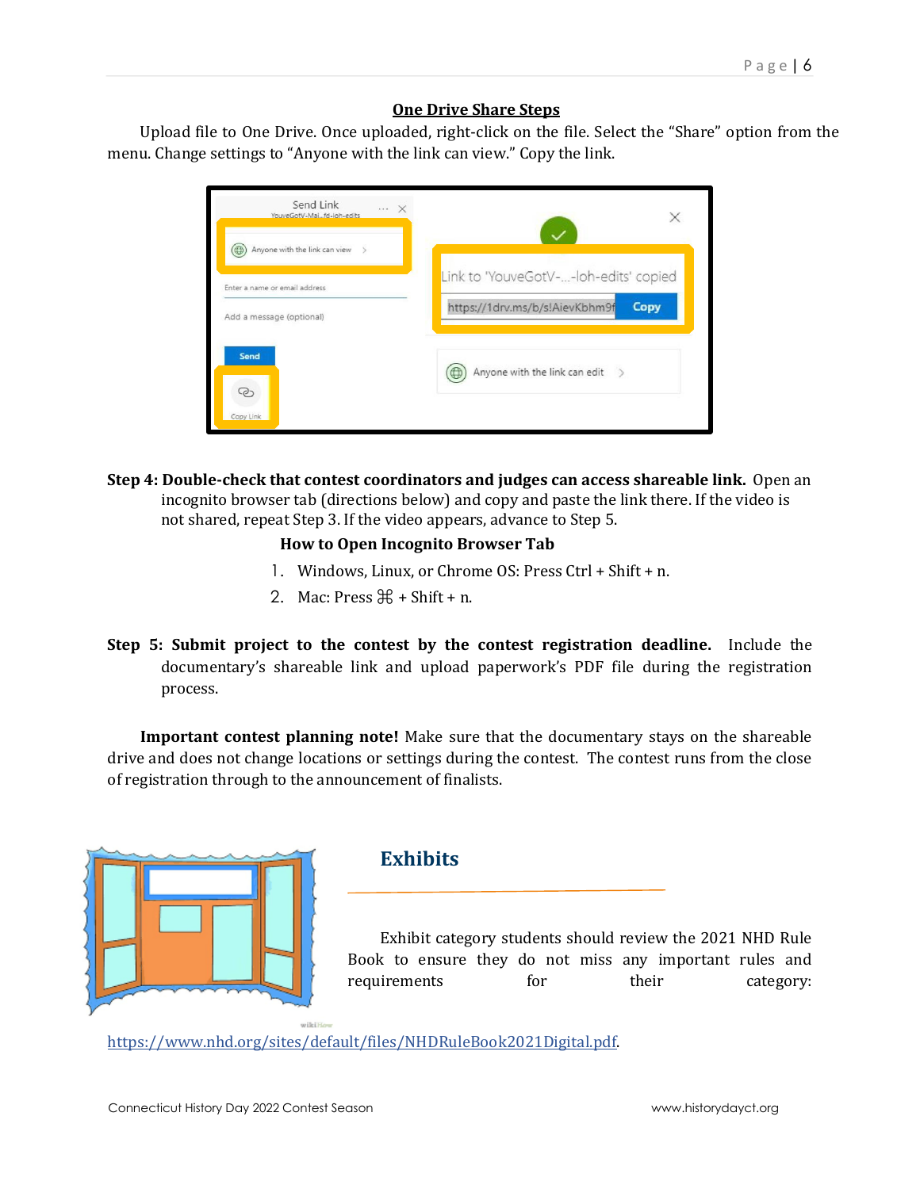## One Drive Share Steps

Upload file to One Drive. Once uploaded, right-click on the file. Select the "Share" option from the menu. Change settings to "Anyone with the link can view." Copy the link.

**Step 4: Double-check that contest coordinators and judges can access shareable link.** Open an incognito browser tab (directions below) and copy and paste the link there. If the video is not shared, repeat Step 3. If the video appears, advance to Step 5.

**How to Open Incognito Browser Tab**

1. Windows, Linux, or Chrome OS: Press Ctrl + Shift + n.
2. Mac: Press ⌘ + Shift + n.

**Step 5: Submit project to the contest by the contest registration deadline.** Include the documentary's shareable link and upload paperwork's PDF file during the registration process.

**Important contest planning note!** Make sure that the documentary stays on the shareable drive and does not change locations or settings during the contest. The contest runs from the close of registration through to the announcement of finalists.

## Exhibits

Exhibit category students should review the 2021 NHD Rule Book to ensure they do not miss any important rules and requirements for their category: https://www.nhd.org/sites/default/files/NHDRuleBook2021Digital.pdf.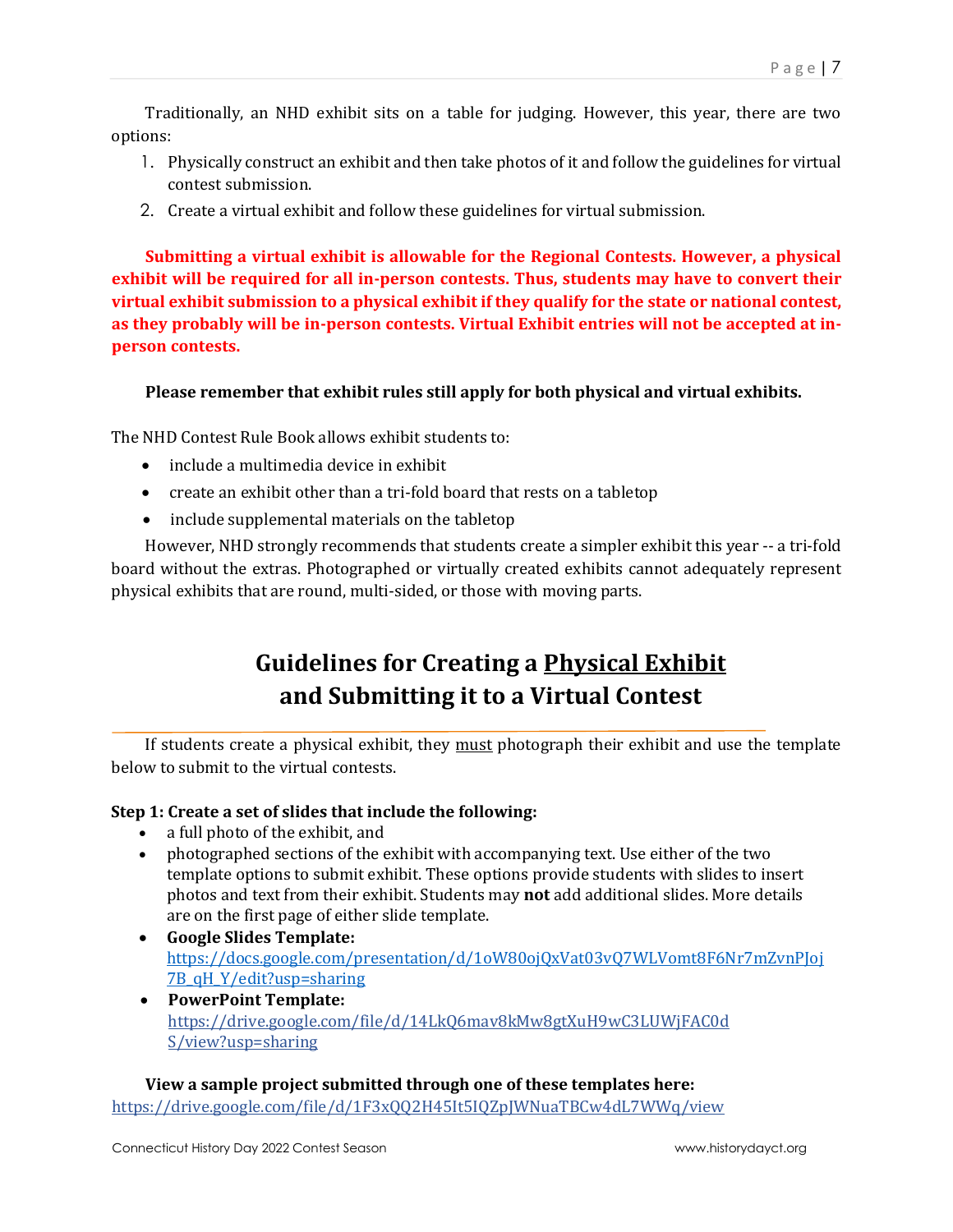Traditionally, an NHD exhibit sits on a table for judging. However, this year, there are two options:

1. Physically construct an exhibit and then take photos of it and follow the guidelines for virtual contest submission.
2. Create a virtual exhibit and follow these guidelines for virtual submission.

**Submitting a virtual exhibit is allowable for the Regional Contests. However, a physical exhibit will be required for all in-person contests. Thus, students may have to convert their virtual exhibit submission to a physical exhibit if they qualify for the state or national contest, as they probably will be in-person contests. Virtual Exhibit entries will not be accepted at in-person contests.**

**Please remember that exhibit rules still apply for both physical and virtual exhibits.**

The NHD Contest Rule Book allows exhibit students to:

- include a multimedia device in exhibit
- create an exhibit other than a tri-fold board that rests on a tabletop
- include supplemental materials on the tabletop

However, NHD strongly recommends that students create a simpler exhibit this year -- a tri-fold board without the extras. Photographed or virtually created exhibits cannot adequately represent physical exhibits that are round, multi-sided, or those with moving parts.

## Guidelines for Creating a Physical Exhibit and Submitting it to a Virtual Contest

If students create a physical exhibit, they must photograph their exhibit and use the template below to submit to the virtual contests.

**Step 1: Create a set of slides that include the following:**

- a full photo of the exhibit, and
- photographed sections of the exhibit with accompanying text. Use either of the two template options to submit exhibit. These options provide students with slides to insert photos and text from their exhibit. Students may **not** add additional slides. More details are on the first page of either slide template.
- **Google Slides Template:** https://docs.google.com/presentation/d/1oW80ojQxVat03vQ7WLVomt8F6Nr7mZvnPJoj7B_qH_Y/edit?usp=sharing
- **PowerPoint Template:** https://drive.google.com/file/d/14LkQ6mav8kMw8gtXuH9wC3LUWjFAC0dS/view?usp=sharing

**View a sample project submitted through one of these templates here:**
https://drive.google.com/file/d/1F3xQQ2H45It5IQZpJWNuaTBCw4dL7WWq/view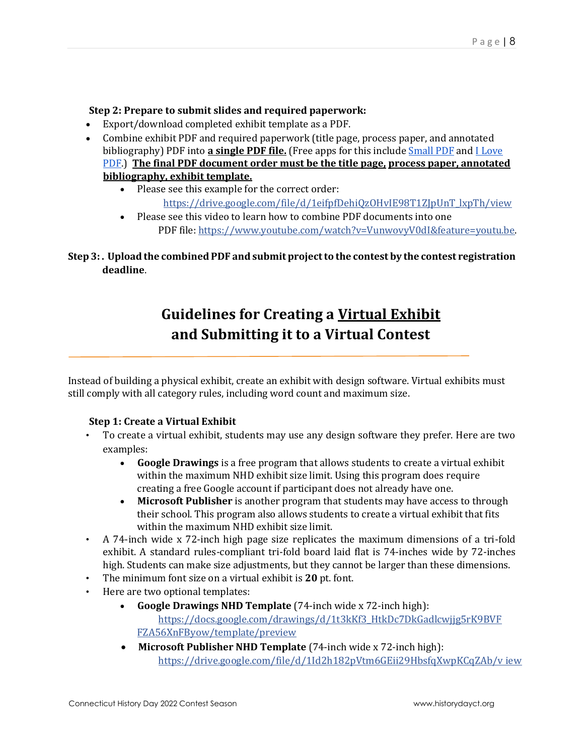**Step 2: Prepare to submit slides and required paperwork:**

- Export/download completed exhibit template as a PDF.
- Combine exhibit PDF and required paperwork (title page, process paper, and annotated bibliography) PDF into **a single PDF file.** (Free apps for this include Small PDF and I Love PDF.) **The final PDF document order must be the title page, process paper, annotated bibliography, exhibit template.**
  - Please see this example for the correct order: https://drive.google.com/file/d/1eifpfDehiQzOHvIE98T1ZJpUnT_lxpTh/view
  - Please see this video to learn how to combine PDF documents into one PDF file: https://www.youtube.com/watch?v=VunwovyV0dI&feature=youtu.be.

**Step 3: . Upload the combined PDF and submit project to the contest by the contest registration deadline.**

# Guidelines for Creating a Virtual Exhibit and Submitting it to a Virtual Contest

Instead of building a physical exhibit, create an exhibit with design software. Virtual exhibits must still comply with all category rules, including word count and maximum size.

**Step 1: Create a Virtual Exhibit**

- To create a virtual exhibit, students may use any design software they prefer. Here are two examples:
  - **Google Drawings** is a free program that allows students to create a virtual exhibit within the maximum NHD exhibit size limit. Using this program does require creating a free Google account if participant does not already have one.
  - **Microsoft Publisher** is another program that students may have access to through their school. This program also allows students to create a virtual exhibit that fits within the maximum NHD exhibit size limit.
- A 74-inch wide x 72-inch high page size replicates the maximum dimensions of a tri-fold exhibit. A standard rules-compliant tri-fold board laid flat is 74-inches wide by 72-inches high. Students can make size adjustments, but they cannot be larger than these dimensions.
- The minimum font size on a virtual exhibit is **20** pt. font.
- Here are two optional templates:
  - **Google Drawings NHD Template** (74-inch wide x 72-inch high): https://docs.google.com/drawings/d/1t3kKf3_HtkDc7DkGadlcwjjg5rK9BVFFZA56XnFByow/template/preview
  - **Microsoft Publisher NHD Template** (74-inch wide x 72-inch high): https://drive.google.com/file/d/1Id2h182pVtm6GEii29HbsfqXwpKCqZAb/v iew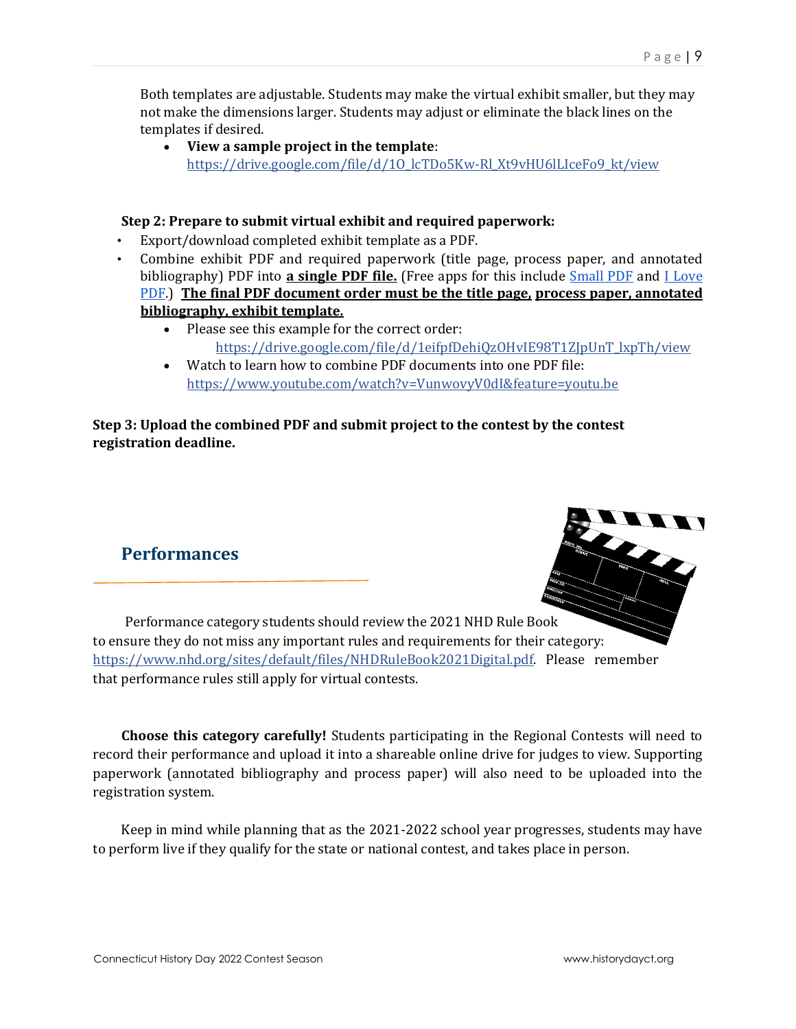Both templates are adjustable. Students may make the virtual exhibit smaller, but they may not make the dimensions larger. Students may adjust or eliminate the black lines on the templates if desired.

- **View a sample project in the template**: https://drive.google.com/file/d/1O_lcTDo5Kw-Rl_Xt9vHU6lLIceFo9_kt/view

**Step 2: Prepare to submit virtual exhibit and required paperwork:**

- Export/download completed exhibit template as a PDF.
- Combine exhibit PDF and required paperwork (title page, process paper, and annotated bibliography) PDF into **a single PDF file.** (Free apps for this include Small PDF and I Love PDF.) **The final PDF document order must be the title page, process paper, annotated bibliography, exhibit template.**
  - Please see this example for the correct order: https://drive.google.com/file/d/1eifpfDehiQzOHvIE98T1ZJpUnT_lxpTh/view
  - Watch to learn how to combine PDF documents into one PDF file: https://www.youtube.com/watch?v=VunwovyV0dI&feature=youtu.be

**Step 3: Upload the combined PDF and submit project to the contest by the contest registration deadline.**

## Performances

Performance category students should review the 2021 NHD Rule Book to ensure they do not miss any important rules and requirements for their category: https://www.nhd.org/sites/default/files/NHDRuleBook2021Digital.pdf. Please remember that performance rules still apply for virtual contests.

**Choose this category carefully!** Students participating in the Regional Contests will need to record their performance and upload it into a shareable online drive for judges to view. Supporting paperwork (annotated bibliography and process paper) will also need to be uploaded into the registration system.

Keep in mind while planning that as the 2021-2022 school year progresses, students may have to perform live if they qualify for the state or national contest, and takes place in person.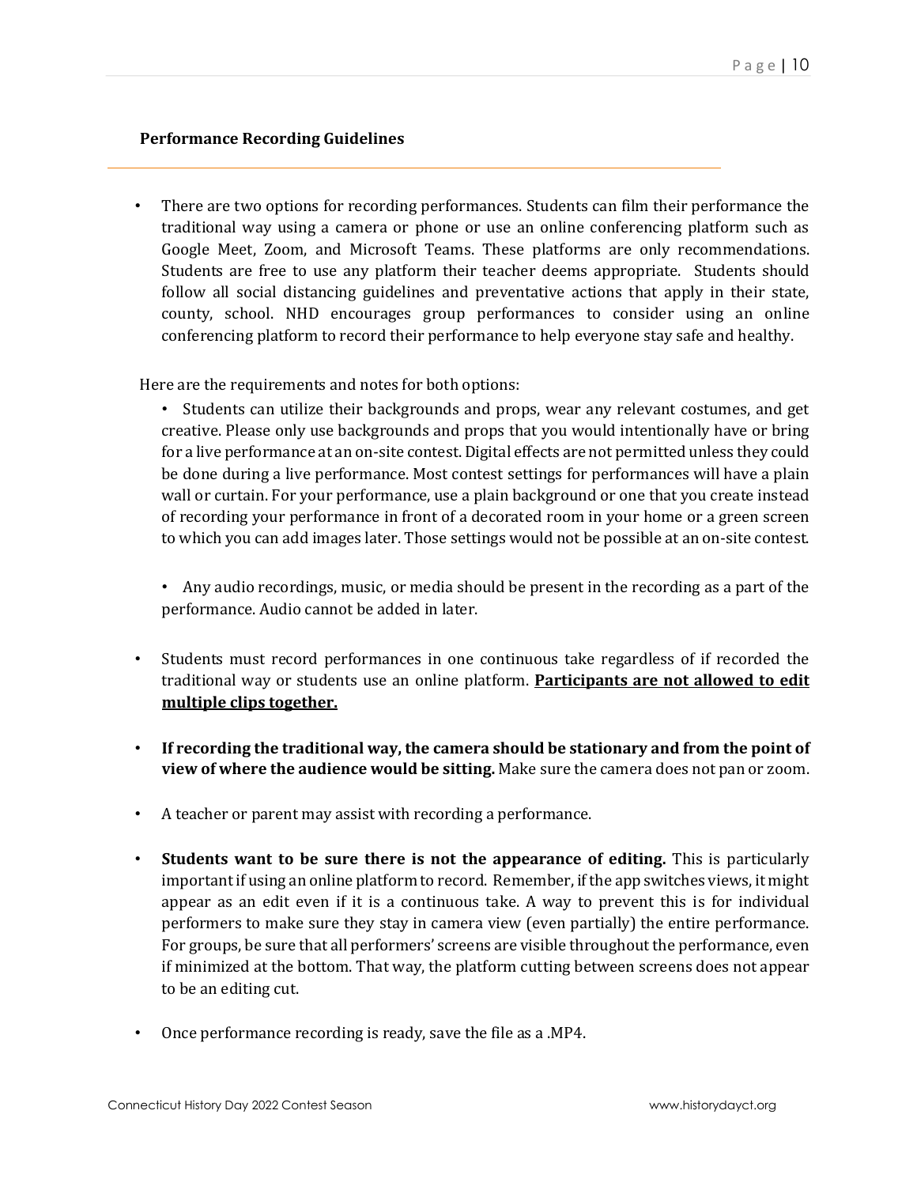## Performance Recording Guidelines

- There are two options for recording performances. Students can film their performance the traditional way using a camera or phone or use an online conferencing platform such as Google Meet, Zoom, and Microsoft Teams. These platforms are only recommendations. Students are free to use any platform their teacher deems appropriate. Students should follow all social distancing guidelines and preventative actions that apply in their state, county, school. NHD encourages group performances to consider using an online conferencing platform to record their performance to help everyone stay safe and healthy.

Here are the requirements and notes for both options:

- Students can utilize their backgrounds and props, wear any relevant costumes, and get creative. Please only use backgrounds and props that you would intentionally have or bring for a live performance at an on-site contest. Digital effects are not permitted unless they could be done during a live performance. Most contest settings for performances will have a plain wall or curtain. For your performance, use a plain background or one that you create instead of recording your performance in front of a decorated room in your home or a green screen to which you can add images later. Those settings would not be possible at an on-site contest.

- Any audio recordings, music, or media should be present in the recording as a part of the performance. Audio cannot be added in later.

- Students must record performances in one continuous take regardless of if recorded the traditional way or students use an online platform. **Participants are not allowed to edit multiple clips together.**

- **If recording the traditional way, the camera should be stationary and from the point of view of where the audience would be sitting.** Make sure the camera does not pan or zoom.

- A teacher or parent may assist with recording a performance.

- **Students want to be sure there is not the appearance of editing.** This is particularly important if using an online platform to record. Remember, if the app switches views, it might appear as an edit even if it is a continuous take. A way to prevent this is for individual performers to make sure they stay in camera view (even partially) the entire performance. For groups, be sure that all performers' screens are visible throughout the performance, even if minimized at the bottom. That way, the platform cutting between screens does not appear to be an editing cut.

- Once performance recording is ready, save the file as a .MP4.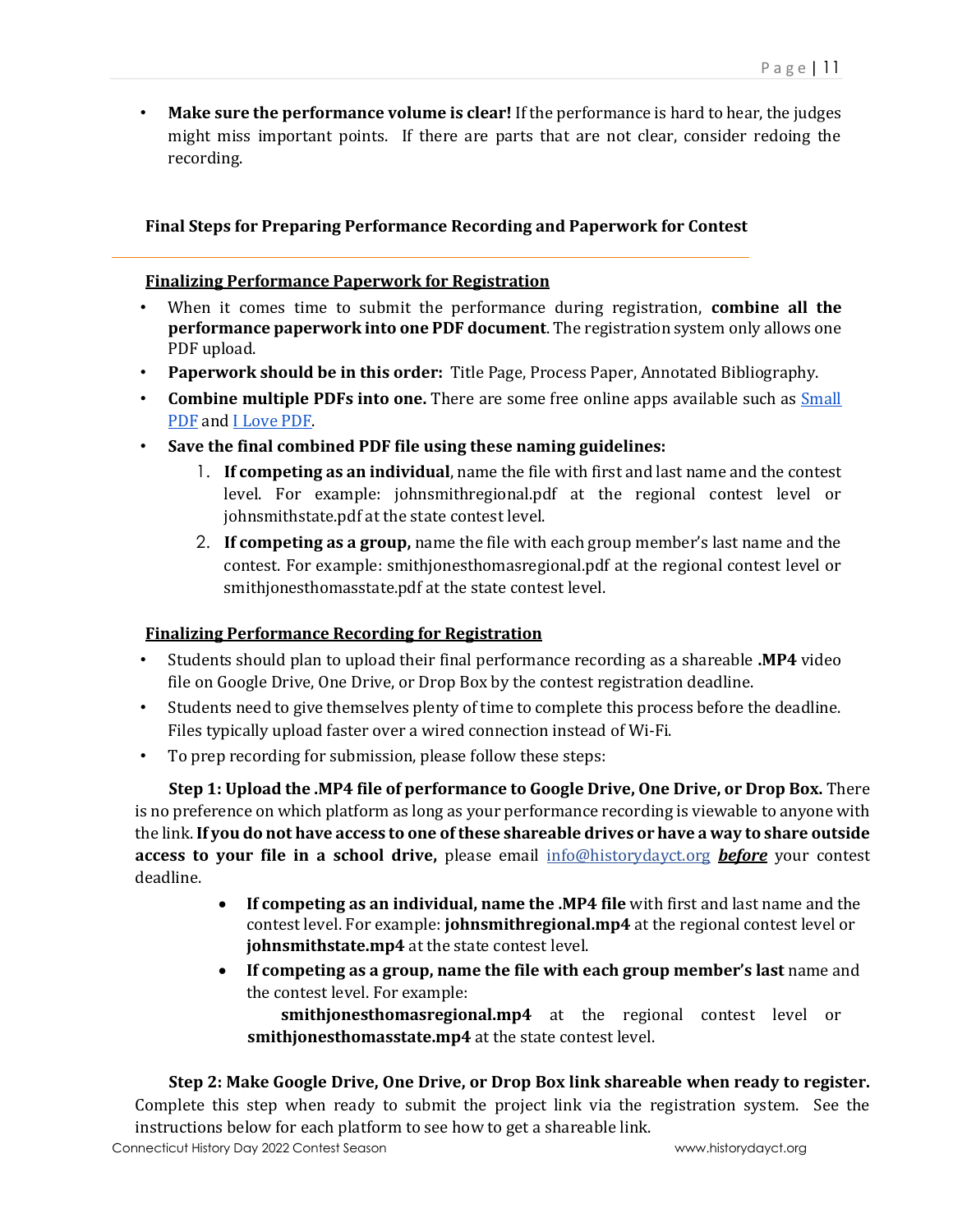- **Make sure the performance volume is clear!** If the performance is hard to hear, the judges might miss important points. If there are parts that are not clear, consider redoing the recording.

### Final Steps for Preparing Performance Recording and Paperwork for Contest

**<u>Finalizing Performance Paperwork for Registration</u>**

- When it comes time to submit the performance during registration, **combine all the performance paperwork into one PDF document**. The registration system only allows one PDF upload.
- **Paperwork should be in this order:** Title Page, Process Paper, Annotated Bibliography.
- **Combine multiple PDFs into one.** There are some free online apps available such as [Small PDF]() and [I Love PDF]().
- **Save the final combined PDF file using these naming guidelines:**
    1. **If competing as an individual**, name the file with first and last name and the contest level. For example: johnsmithregional.pdf at the regional contest level or johnsmithstate.pdf at the state contest level.
    2. **If competing as a group,** name the file with each group member's last name and the contest. For example: smithjonesthomasregional.pdf at the regional contest level or smithjonesthomasstate.pdf at the state contest level.

**<u>Finalizing Performance Recording for Registration</u>**

- Students should plan to upload their final performance recording as a shareable **.MP4** video file on Google Drive, One Drive, or Drop Box by the contest registration deadline.
- Students need to give themselves plenty of time to complete this process before the deadline. Files typically upload faster over a wired connection instead of Wi-Fi.
- To prep recording for submission, please follow these steps:

**Step 1: Upload the .MP4 file of performance to Google Drive, One Drive, or Drop Box.** There is no preference on which platform as long as your performance recording is viewable to anyone with the link. **If you do not have access to one of these shareable drives or have a way to share outside access to your file in a school drive,** please email info@historydayct.org ***<u>before</u>*** your contest deadline.

- **If competing as an individual, name the .MP4 file** with first and last name and the contest level. For example: **johnsmithregional.mp4** at the regional contest level or **johnsmithstate.mp4** at the state contest level.
- **If competing as a group, name the file with each group member's last** name and the contest level. For example:
  **smithjonesthomasregional.mp4** at the regional contest level or **smithjonesthomasstate.mp4** at the state contest level.

**Step 2: Make Google Drive, One Drive, or Drop Box link shareable when ready to register.** Complete this step when ready to submit the project link via the registration system. See the instructions below for each platform to see how to get a shareable link.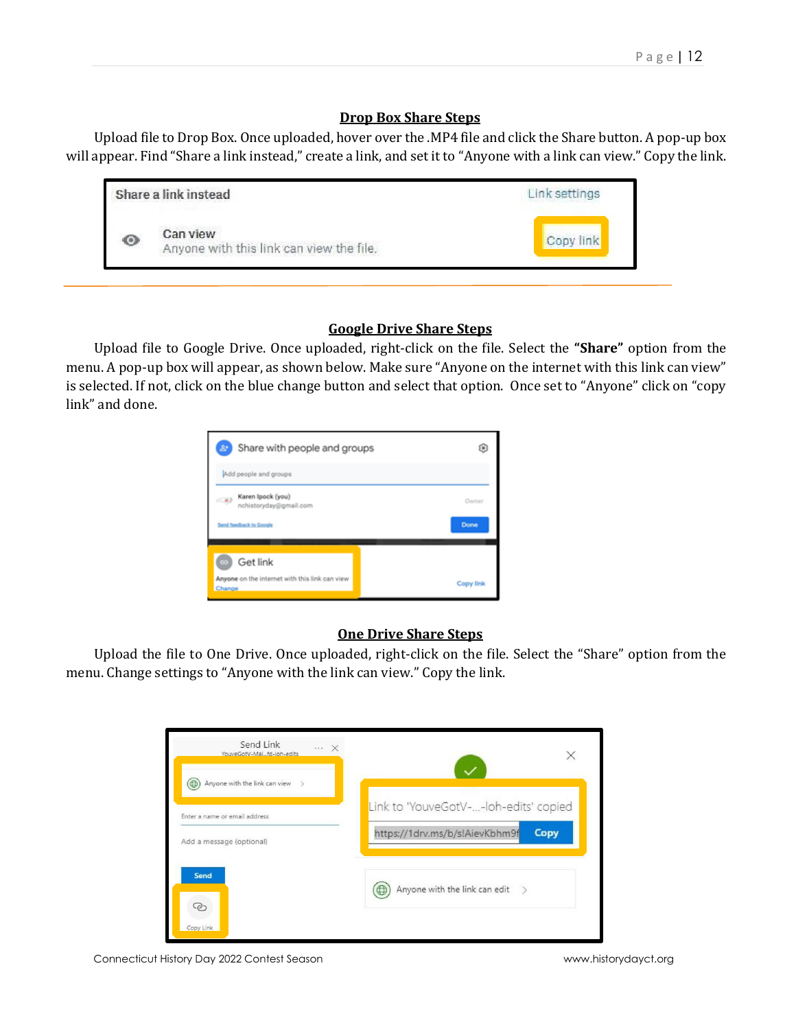## Drop Box Share Steps

Upload file to Drop Box. Once uploaded, hover over the .MP4 file and click the Share button. A pop-up box will appear. Find "Share a link instead," create a link, and set it to "Anyone with a link can view." Copy the link.

## Google Drive Share Steps

Upload file to Google Drive. Once uploaded, right-click on the file. Select the **"Share"** option from the menu. A pop-up box will appear, as shown below. Make sure "Anyone on the internet with this link can view" is selected. If not, click on the blue change button and select that option. Once set to "Anyone" click on "copy link" and done.

## One Drive Share Steps

Upload the file to One Drive. Once uploaded, right-click on the file. Select the "Share" option from the menu. Change settings to "Anyone with the link can view." Copy the link.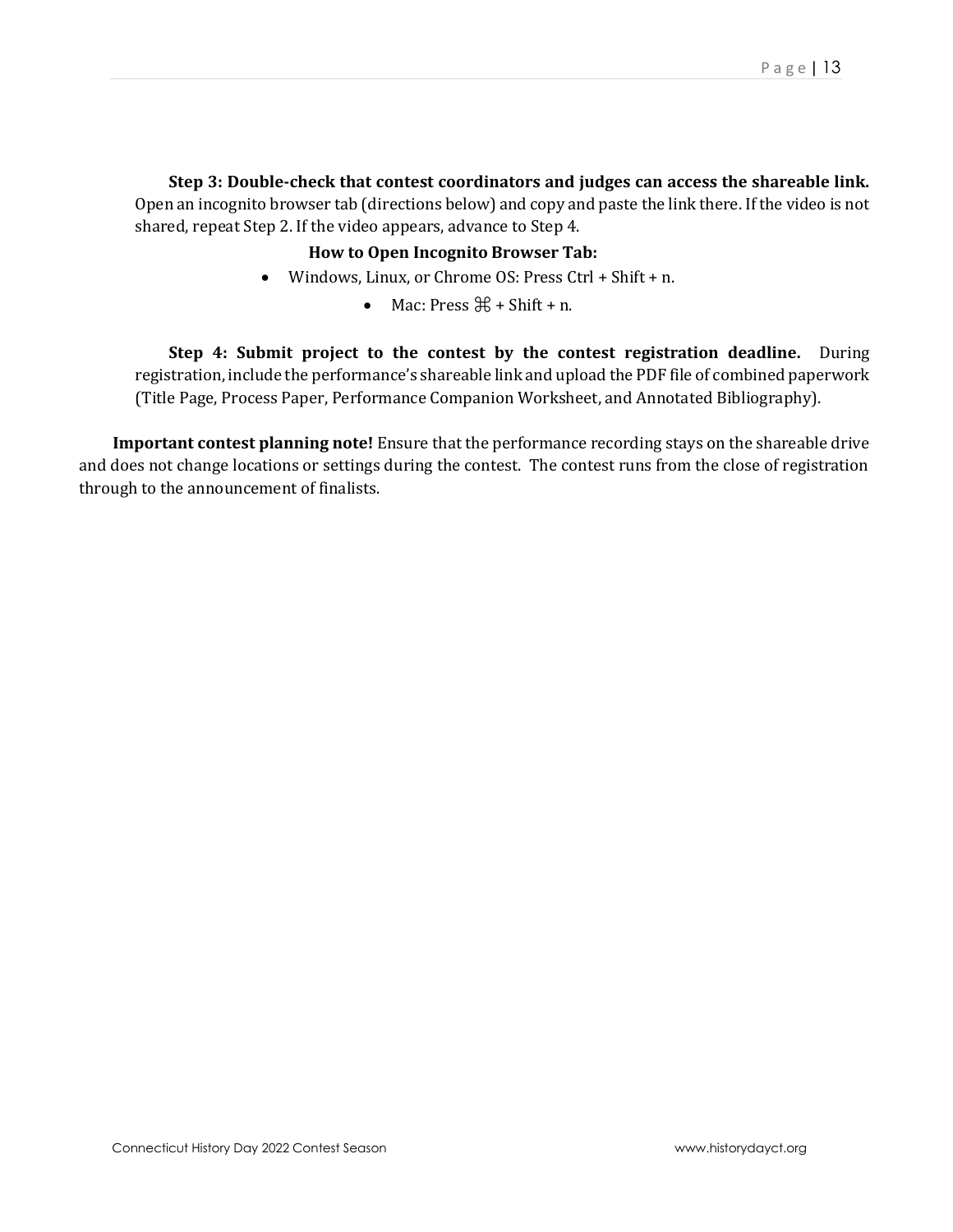**Step 3: Double-check that contest coordinators and judges can access the shareable link.** Open an incognito browser tab (directions below) and copy and paste the link there. If the video is not shared, repeat Step 2. If the video appears, advance to Step 4.

**How to Open Incognito Browser Tab:**

- Windows, Linux, or Chrome OS: Press Ctrl + Shift + n.
- Mac: Press ⌘ + Shift + n.

**Step 4: Submit project to the contest by the contest registration deadline.** During registration, include the performance's shareable link and upload the PDF file of combined paperwork (Title Page, Process Paper, Performance Companion Worksheet, and Annotated Bibliography).

**Important contest planning note!** Ensure that the performance recording stays on the shareable drive and does not change locations or settings during the contest. The contest runs from the close of registration through to the announcement of finalists.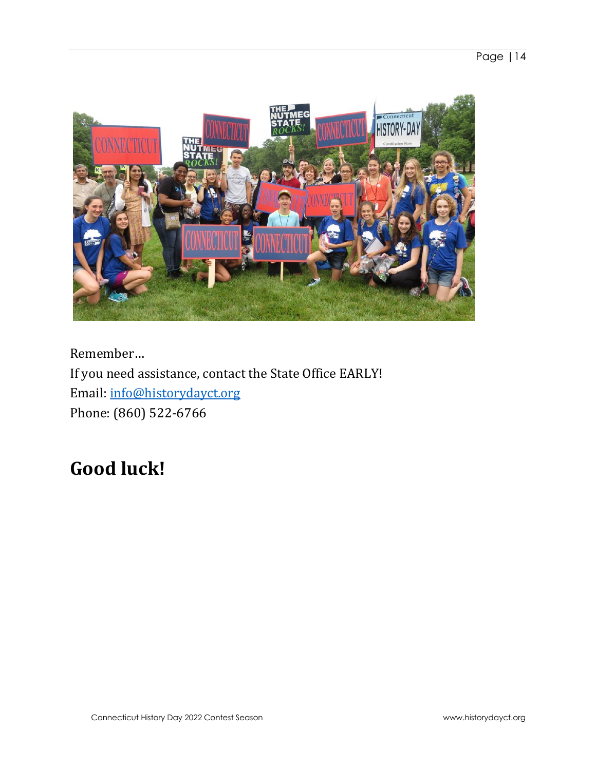Remember…
If you need assistance, contact the State Office EARLY!
Email: info@historydayct.org
Phone: (860) 522-6766

## Good luck!